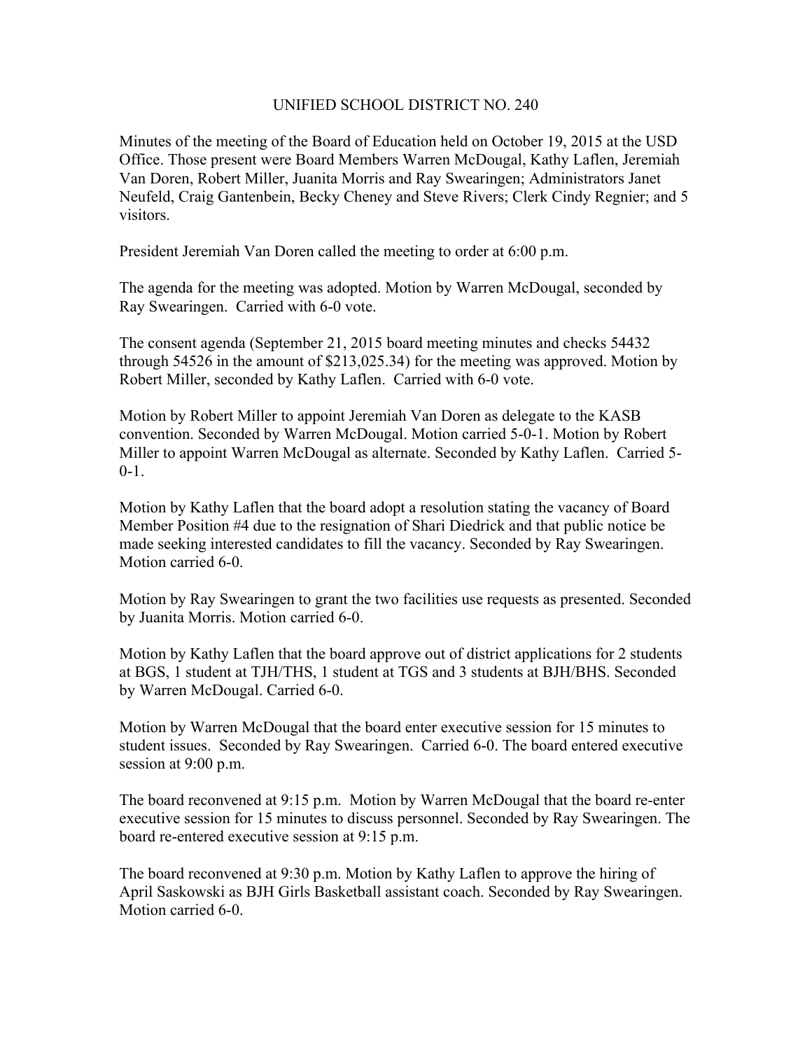# UNIFIED SCHOOL DISTRICT NO. 240

Minutes of the meeting of the Board of Education held on October 19, 2015 at the USD Office. Those present were Board Members Warren McDougal, Kathy Laflen, Jeremiah Van Doren, Robert Miller, Juanita Morris and Ray Swearingen; Administrators Janet Neufeld, Craig Gantenbein, Becky Cheney and Steve Rivers; Clerk Cindy Regnier; and 5 visitors.

President Jeremiah Van Doren called the meeting to order at 6:00 p.m.

The agenda for the meeting was adopted. Motion by Warren McDougal, seconded by Ray Swearingen. Carried with 6-0 vote.

The consent agenda (September 21, 2015 board meeting minutes and checks 54432 through 54526 in the amount of $213,025.34) for the meeting was approved. Motion by Robert Miller, seconded by Kathy Laflen. Carried with 6-0 vote.

Motion by Robert Miller to appoint Jeremiah Van Doren as delegate to the KASB convention. Seconded by Warren McDougal. Motion carried 5-0-1. Motion by Robert Miller to appoint Warren McDougal as alternate. Seconded by Kathy Laflen. Carried 5-0-1.

Motion by Kathy Laflen that the board adopt a resolution stating the vacancy of Board Member Position #4 due to the resignation of Shari Diedrick and that public notice be made seeking interested candidates to fill the vacancy. Seconded by Ray Swearingen. Motion carried 6-0.

Motion by Ray Swearingen to grant the two facilities use requests as presented. Seconded by Juanita Morris. Motion carried 6-0.

Motion by Kathy Laflen that the board approve out of district applications for 2 students at BGS, 1 student at TJH/THS, 1 student at TGS and 3 students at BJH/BHS. Seconded by Warren McDougal. Carried 6-0.

Motion by Warren McDougal that the board enter executive session for 15 minutes to student issues. Seconded by Ray Swearingen. Carried 6-0. The board entered executive session at 9:00 p.m.

The board reconvened at 9:15 p.m. Motion by Warren McDougal that the board re-enter executive session for 15 minutes to discuss personnel. Seconded by Ray Swearingen. The board re-entered executive session at 9:15 p.m.

The board reconvened at 9:30 p.m. Motion by Kathy Laflen to approve the hiring of April Saskowski as BJH Girls Basketball assistant coach. Seconded by Ray Swearingen. Motion carried 6-0.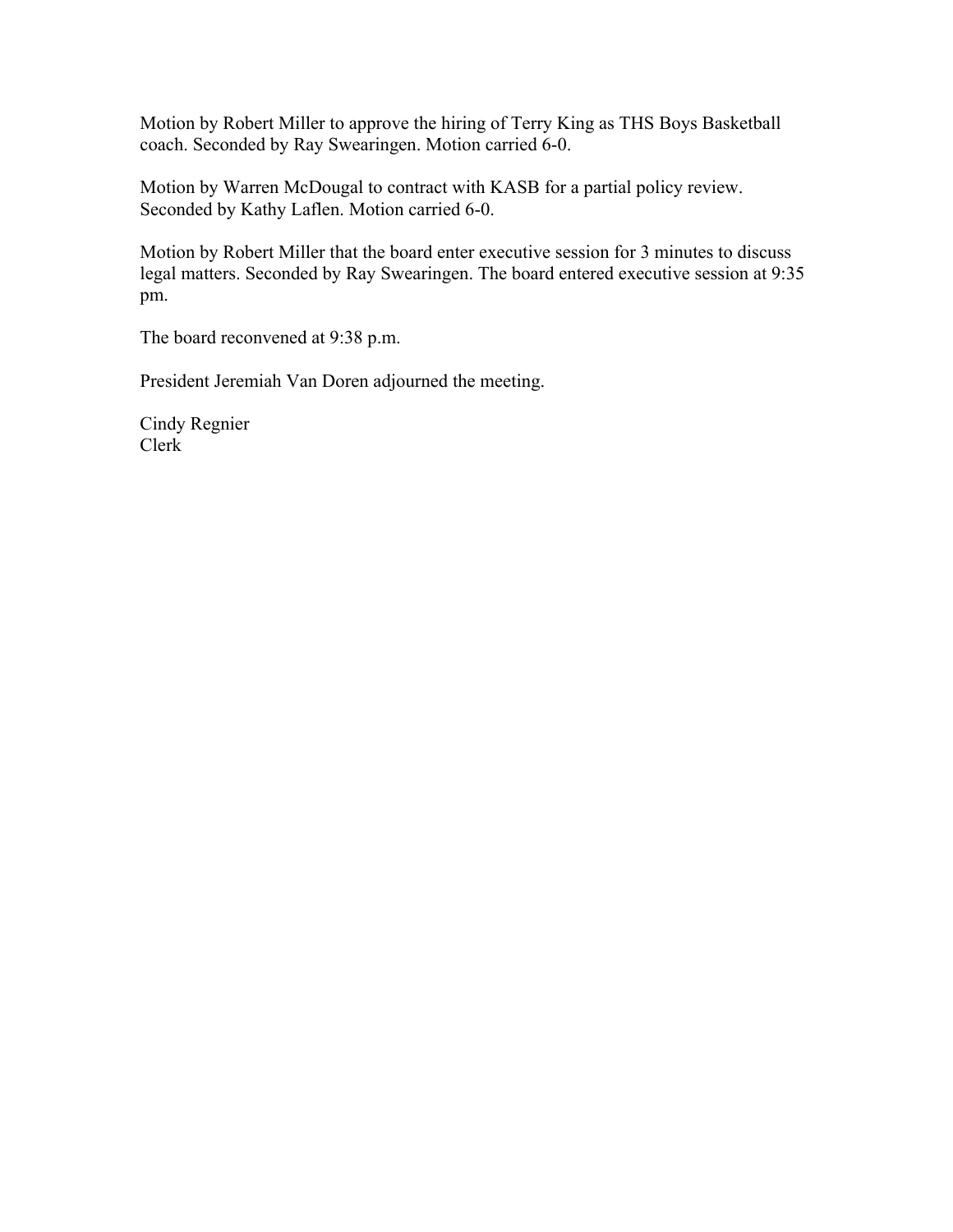Motion by Robert Miller to approve the hiring of Terry King as THS Boys Basketball coach. Seconded by Ray Swearingen. Motion carried 6-0.

Motion by Warren McDougal to contract with KASB for a partial policy review. Seconded by Kathy Laflen. Motion carried 6-0.

Motion by Robert Miller that the board enter executive session for 3 minutes to discuss legal matters. Seconded by Ray Swearingen. The board entered executive session at 9:35 pm.

The board reconvened at 9:38 p.m.

President Jeremiah Van Doren adjourned the meeting.

Cindy Regnier
Clerk